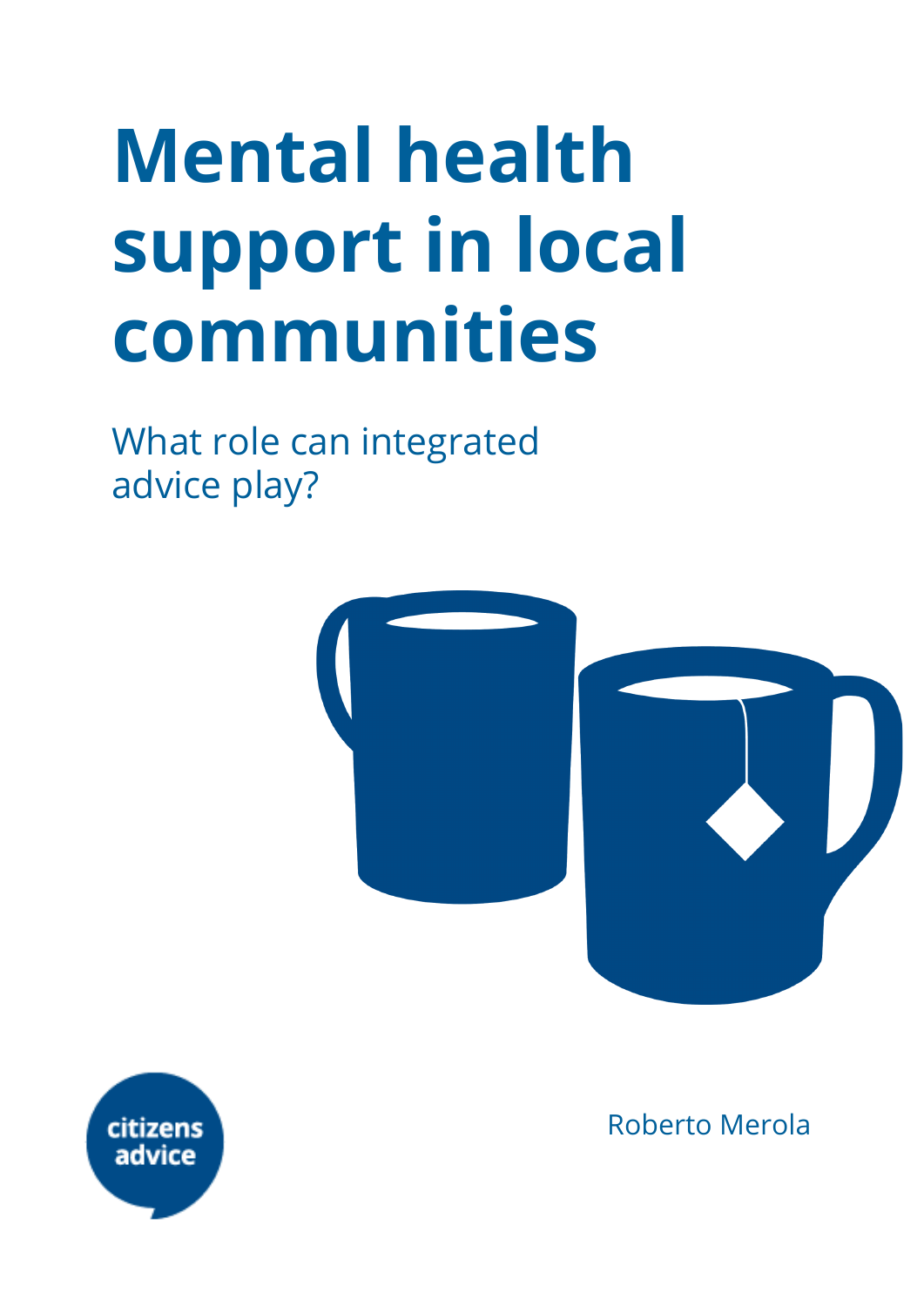# Mental health support in local communities

What role can integrated advice play?

citizens advice

Roberto Merola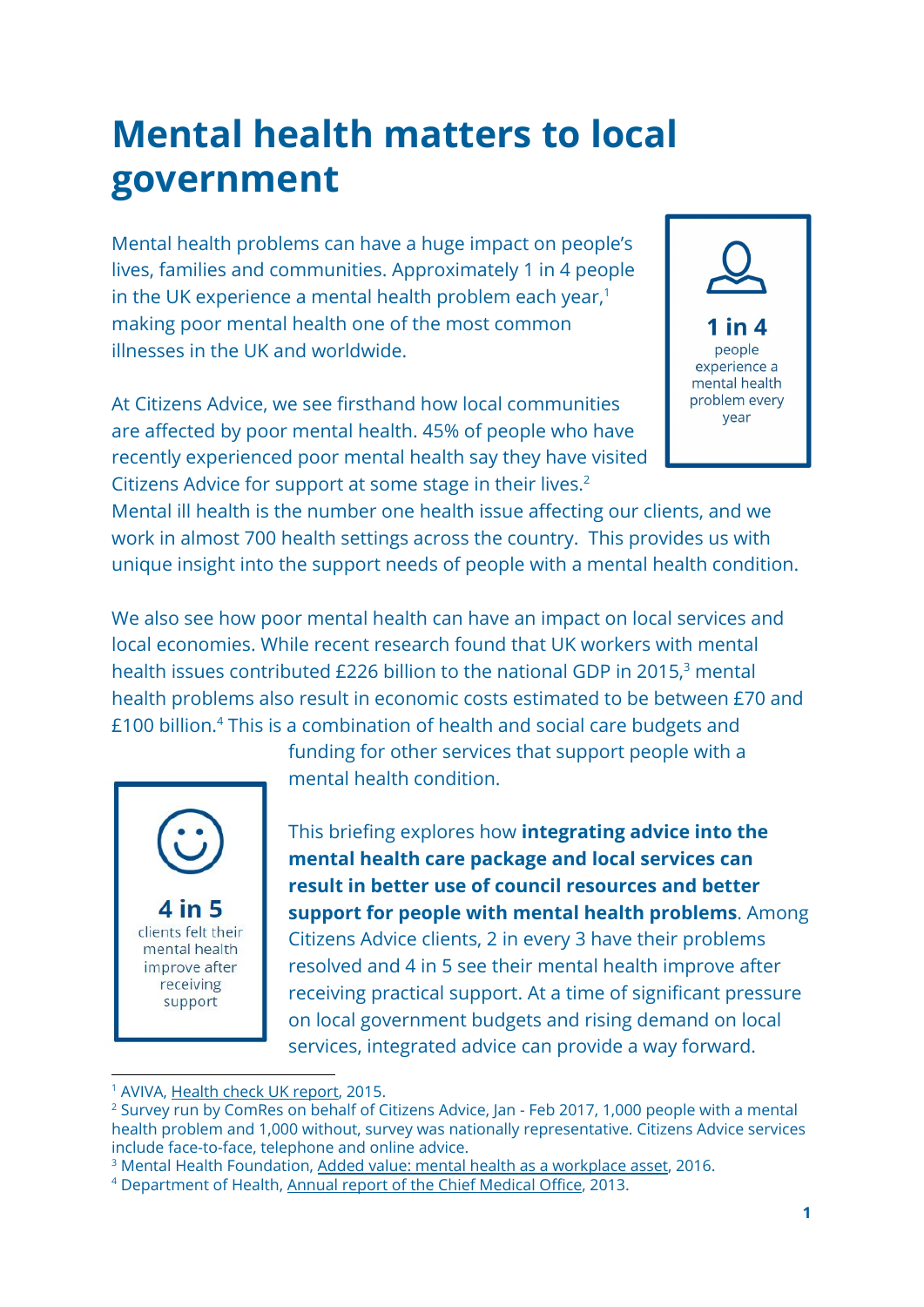# Mental health matters to local government

Mental health problems can have a huge impact on people's lives, families and communities. Approximately 1 in 4 people in the UK experience a mental health problem each year,[1] making poor mental health one of the most common illnesses in the UK and worldwide.

**1 in 4**
people experience a mental health problem every year

At Citizens Advice, we see firsthand how local communities are affected by poor mental health. 45% of people who have recently experienced poor mental health say they have visited Citizens Advice for support at some stage in their lives.[2] Mental ill health is the number one health issue affecting our clients, and we work in almost 700 health settings across the country. This provides us with unique insight into the support needs of people with a mental health condition.

We also see how poor mental health can have an impact on local services and local economies. While recent research found that UK workers with mental health issues contributed £226 billion to the national GDP in 2015,[3] mental health problems also result in economic costs estimated to be between £70 and £100 billion.[4] This is a combination of health and social care budgets and funding for other services that support people with a mental health condition.

**4 in 5**
clients felt their mental health improve after receiving support

This briefing explores how **integrating advice into the mental health care package and local services can result in better use of council resources and better support for people with mental health problems**. Among Citizens Advice clients, 2 in every 3 have their problems resolved and 4 in 5 see their mental health improve after receiving practical support. At a time of significant pressure on local government budgets and rising demand on local services, integrated advice can provide a way forward.

---

[1] AVIVA, Health check UK report, 2015.

[2] Survey run by ComRes on behalf of Citizens Advice, Jan - Feb 2017, 1,000 people with a mental health problem and 1,000 without, survey was nationally representative. Citizens Advice services include face-to-face, telephone and online advice.

[3] Mental Health Foundation, Added value: mental health as a workplace asset, 2016.

[4] Department of Health, Annual report of the Chief Medical Office, 2013.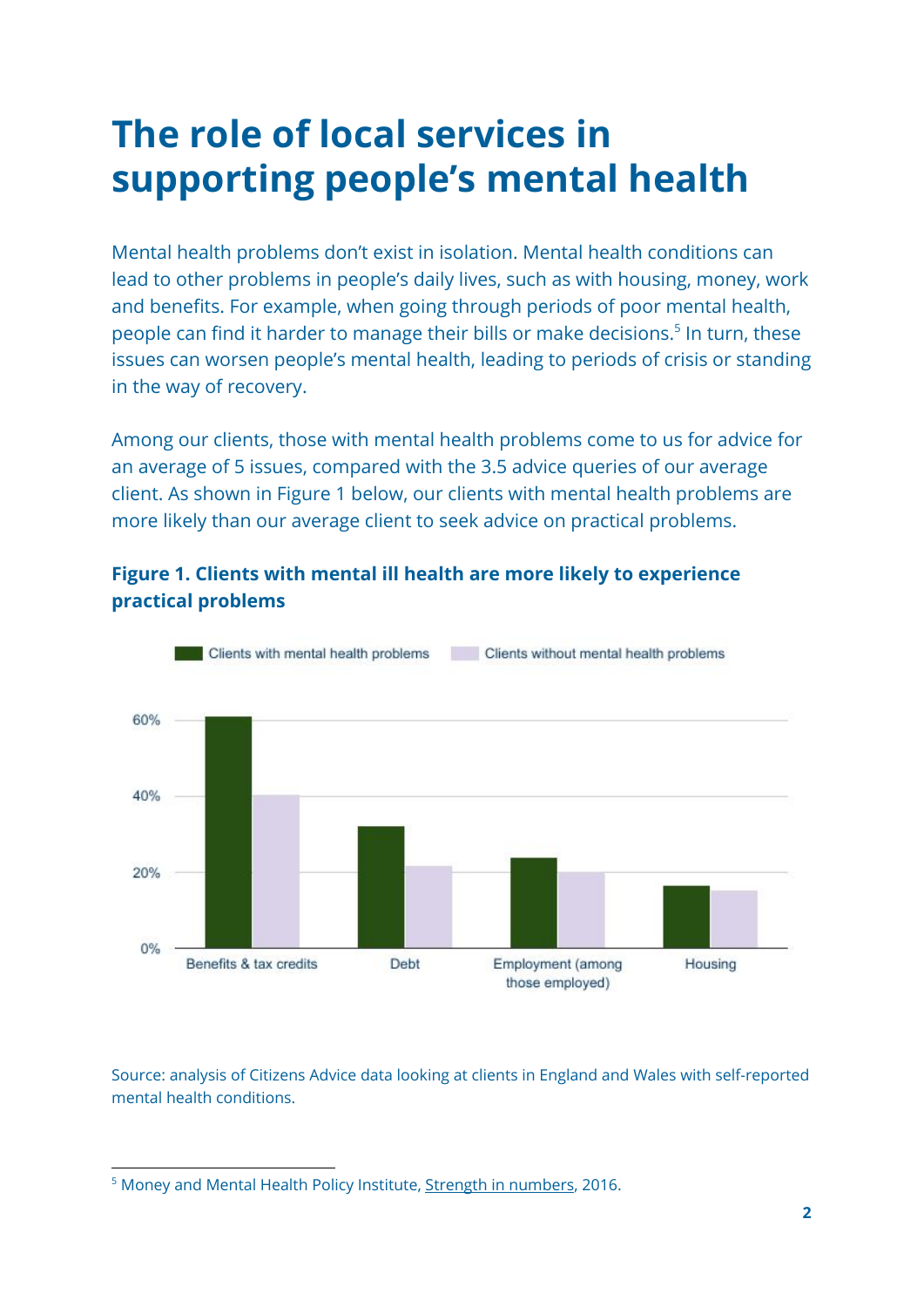# The role of local services in supporting people's mental health

Mental health problems don't exist in isolation. Mental health conditions can lead to other problems in people's daily lives, such as with housing, money, work and benefits. For example, when going through periods of poor mental health, people can find it harder to manage their bills or make decisions.[5] In turn, these issues can worsen people's mental health, leading to periods of crisis or standing in the way of recovery.

Among our clients, those with mental health problems come to us for advice for an average of 5 issues, compared with the 3.5 advice queries of our average client. As shown in Figure 1 below, our clients with mental health problems are more likely than our average client to seek advice on practical problems.

**Figure 1. Clients with mental ill health are more likely to experience practical problems**

Source: analysis of Citizens Advice data looking at clients in England and Wales with self-reported mental health conditions.

---

[5] Money and Mental Health Policy Institute, Strength in numbers, 2016.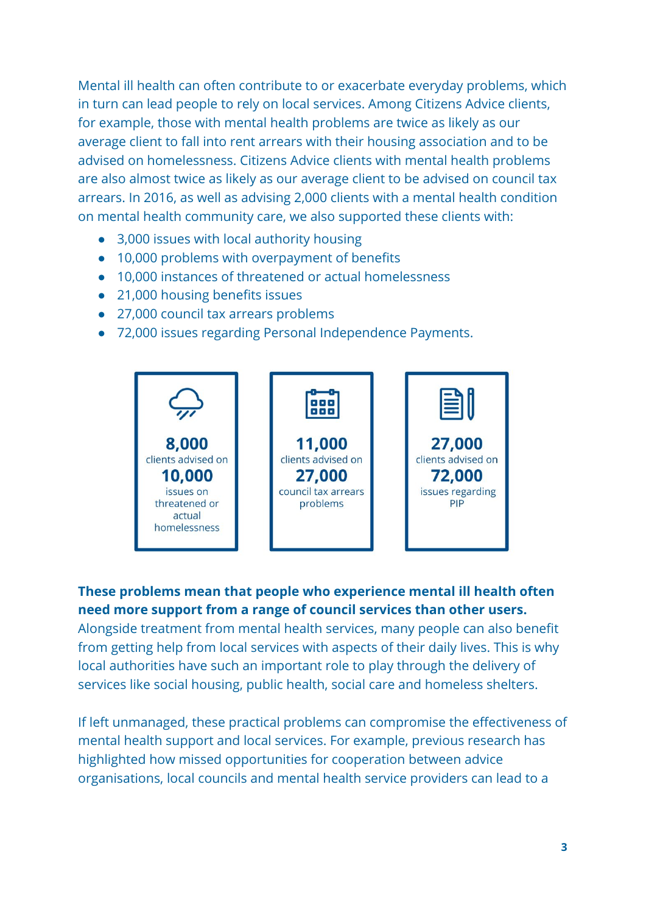Mental ill health can often contribute to or exacerbate everyday problems, which in turn can lead people to rely on local services. Among Citizens Advice clients, for example, those with mental health problems are twice as likely as our average client to fall into rent arrears with their housing association and to be advised on homelessness. Citizens Advice clients with mental health problems are also almost twice as likely as our average client to be advised on council tax arrears. In 2016, as well as advising 2,000 clients with a mental health condition on mental health community care, we also supported these clients with:

- 3,000 issues with local authority housing
- 10,000 problems with overpayment of benefits
- 10,000 instances of threatened or actual homelessness
- 21,000 housing benefits issues
- 27,000 council tax arrears problems
- 72,000 issues regarding Personal Independence Payments.

**8,000**
clients advised on
**10,000**
issues on threatened or actual homelessness

**11,000**
clients advised on
**27,000**
council tax arrears problems

**27,000**
clients advised on
**72,000**
issues regarding PIP

**These problems mean that people who experience mental ill health often need more support from a range of council services than other users.** Alongside treatment from mental health services, many people can also benefit from getting help from local services with aspects of their daily lives. This is why local authorities have such an important role to play through the delivery of services like social housing, public health, social care and homeless shelters.

If left unmanaged, these practical problems can compromise the effectiveness of mental health support and local services. For example, previous research has highlighted how missed opportunities for cooperation between advice organisations, local councils and mental health service providers can lead to a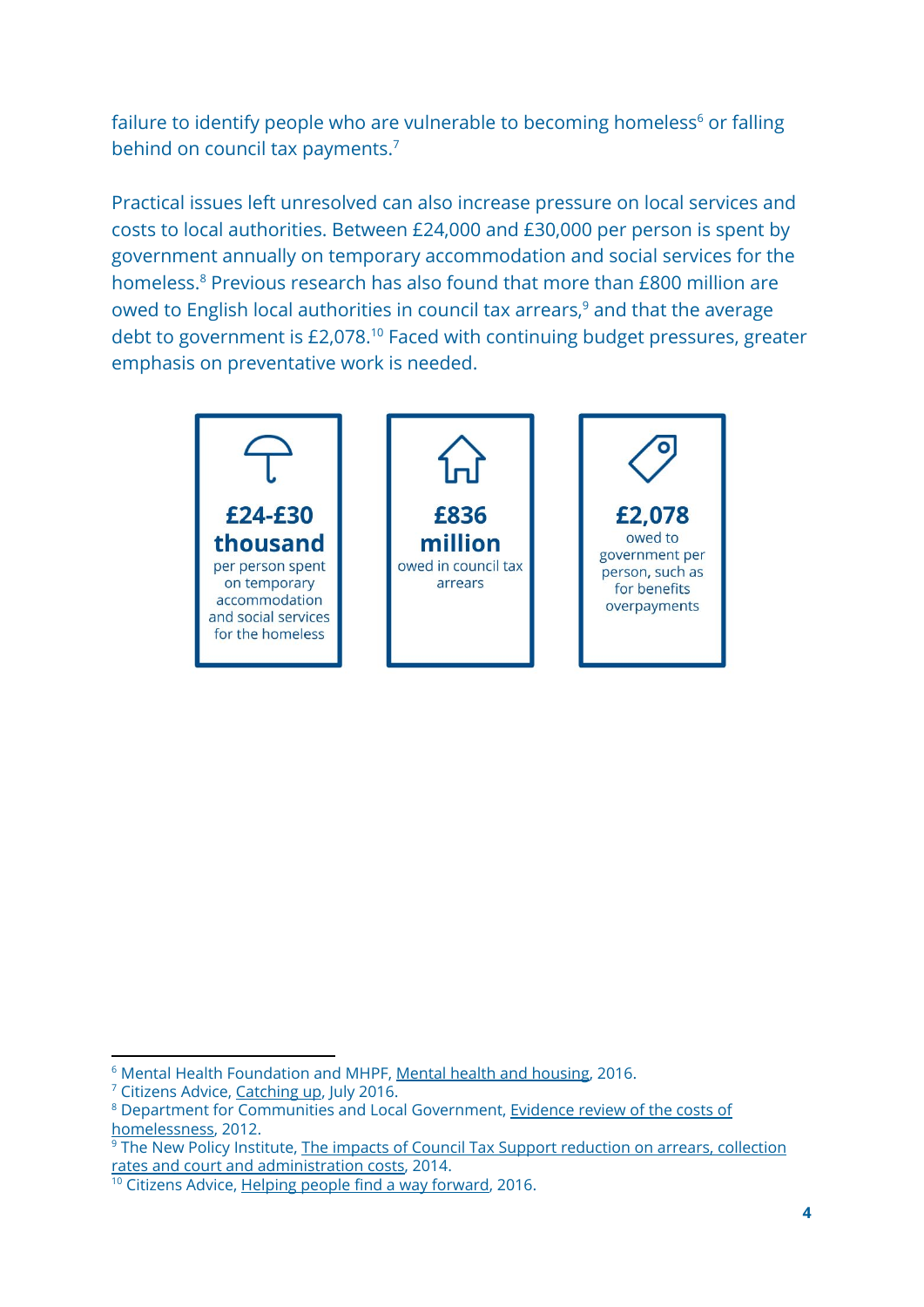failure to identify people who are vulnerable to becoming homeless[6] or falling behind on council tax payments.[7]

Practical issues left unresolved can also increase pressure on local services and costs to local authorities. Between £24,000 and £30,000 per person is spent by government annually on temporary accommodation and social services for the homeless.[8] Previous research has also found that more than £800 million are owed to English local authorities in council tax arrears,[9] and that the average debt to government is £2,078.[10] Faced with continuing budget pressures, greater emphasis on preventative work is needed.

**£24-£30 thousand**
per person spent on temporary accommodation and social services for the homeless

**£836 million**
owed in council tax arrears

**£2,078**
owed to government per person, such as for benefits overpayments

---

[6] Mental Health Foundation and MHPF, Mental health and housing, 2016.
[7] Citizens Advice, Catching up, July 2016.
[8] Department for Communities and Local Government, Evidence review of the costs of homelessness, 2012.
[9] The New Policy Institute, The impacts of Council Tax Support reduction on arrears, collection rates and court and administration costs, 2014.
[10] Citizens Advice, Helping people find a way forward, 2016.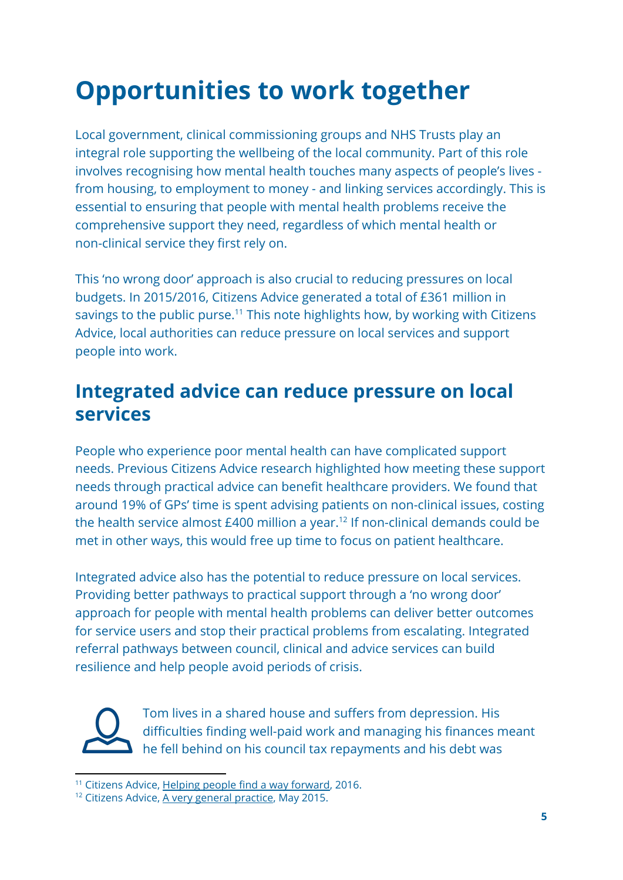# Opportunities to work together

Local government, clinical commissioning groups and NHS Trusts play an integral role supporting the wellbeing of the local community. Part of this role involves recognising how mental health touches many aspects of people's lives - from housing, to employment to money - and linking services accordingly. This is essential to ensuring that people with mental health problems receive the comprehensive support they need, regardless of which mental health or non-clinical service they first rely on.

This 'no wrong door' approach is also crucial to reducing pressures on local budgets. In 2015/2016, Citizens Advice generated a total of £361 million in savings to the public purse.[11] This note highlights how, by working with Citizens Advice, local authorities can reduce pressure on local services and support people into work.

## Integrated advice can reduce pressure on local services

People who experience poor mental health can have complicated support needs. Previous Citizens Advice research highlighted how meeting these support needs through practical advice can benefit healthcare providers. We found that around 19% of GPs' time is spent advising patients on non-clinical issues, costing the health service almost £400 million a year.[12] If non-clinical demands could be met in other ways, this would free up time to focus on patient healthcare.

Integrated advice also has the potential to reduce pressure on local services. Providing better pathways to practical support through a 'no wrong door' approach for people with mental health problems can deliver better outcomes for service users and stop their practical problems from escalating. Integrated referral pathways between council, clinical and advice services can build resilience and help people avoid periods of crisis.

Tom lives in a shared house and suffers from depression. His difficulties finding well-paid work and managing his finances meant he fell behind on his council tax repayments and his debt was

[11] Citizens Advice, Helping people find a way forward, 2016.

[12] Citizens Advice, A very general practice, May 2015.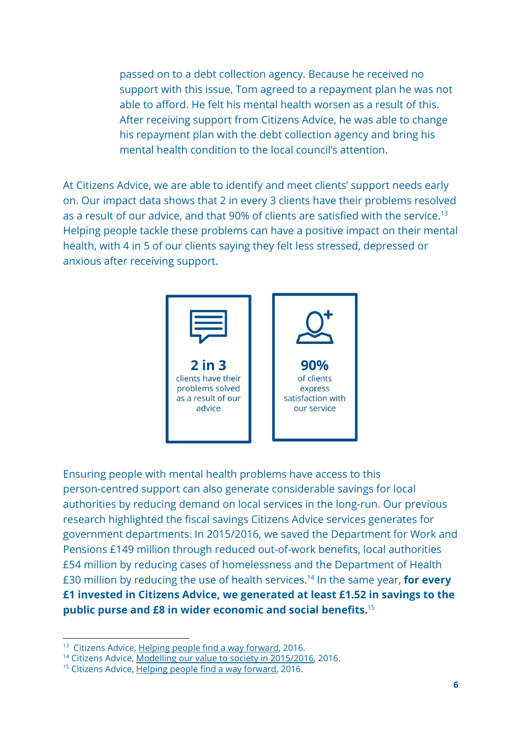passed on to a debt collection agency. Because he received no support with this issue, Tom agreed to a repayment plan he was not able to afford. He felt his mental health worsen as a result of this. After receiving support from Citizens Advice, he was able to change his repayment plan with the debt collection agency and bring his mental health condition to the local council's attention.

At Citizens Advice, we are able to identify and meet clients' support needs early on. Our impact data shows that 2 in every 3 clients have their problems resolved as a result of our advice, and that 90% of clients are satisfied with the service.[13] Helping people tackle these problems can have a positive impact on their mental health, with 4 in 5 of our clients saying they felt less stressed, depressed or anxious after receiving support.

**2 in 3**
clients have their problems solved as a result of our advice

**90%**
of clients express satisfaction with our service

Ensuring people with mental health problems have access to this person-centred support can also generate considerable savings for local authorities by reducing demand on local services in the long-run. Our previous research highlighted the fiscal savings Citizens Advice services generates for government departments. In 2015/2016, we saved the Department for Work and Pensions £149 million through reduced out-of-work benefits, local authorities £54 million by reducing cases of homelessness and the Department of Health £30 million by reducing the use of health services.[14] In the same year, **for every £1 invested in Citizens Advice, we generated at least £1.52 in savings to the public purse and £8 in wider economic and social benefits.**[15]

---

[13] Citizens Advice, Helping people find a way forward, 2016.
[14] Citizens Advice, Modelling our value to society in 2015/2016, 2016.
[15] Citizens Advice, Helping people find a way forward, 2016.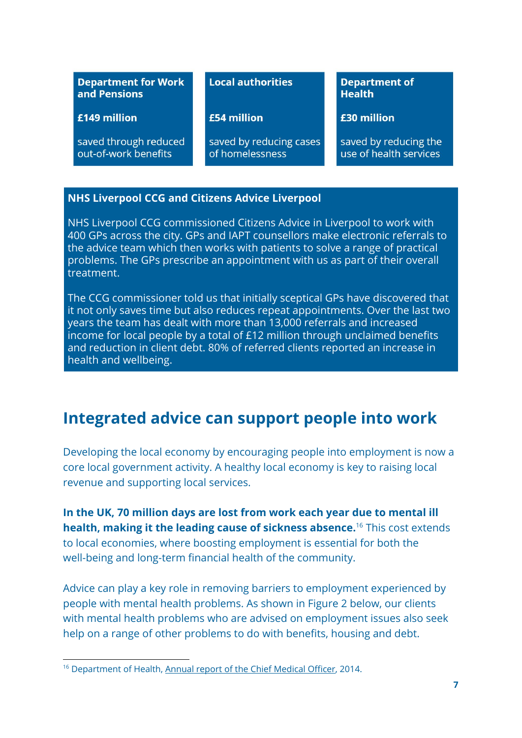| Department for Work and Pensions | Local authorities | Department of Health |
| --- | --- | --- |
| **£149 million** | **£54 million** | **£30 million** |
| saved through reduced out-of-work benefits | saved by reducing cases of homelessness | saved by reducing the use of health services |

**NHS Liverpool CCG and Citizens Advice Liverpool**

NHS Liverpool CCG commissioned Citizens Advice in Liverpool to work with 400 GPs across the city. GPs and IAPT counsellors make electronic referrals to the advice team which then works with patients to solve a range of practical problems. The GPs prescribe an appointment with us as part of their overall treatment.

The CCG commissioner told us that initially sceptical GPs have discovered that it not only saves time but also reduces repeat appointments. Over the last two years the team has dealt with more than 13,000 referrals and increased income for local people by a total of £12 million through unclaimed benefits and reduction in client debt. 80% of referred clients reported an increase in health and wellbeing.

## Integrated advice can support people into work

Developing the local economy by encouraging people into employment is now a core local government activity. A healthy local economy is key to raising local revenue and supporting local services.

**In the UK, 70 million days are lost from work each year due to mental ill health, making it the leading cause of sickness absence.**[16] This cost extends to local economies, where boosting employment is essential for both the well-being and long-term financial health of the community.

Advice can play a key role in removing barriers to employment experienced by people with mental health problems. As shown in Figure 2 below, our clients with mental health problems who are advised on employment issues also seek help on a range of other problems to do with benefits, housing and debt.

[16] Department of Health, Annual report of the Chief Medical Officer, 2014.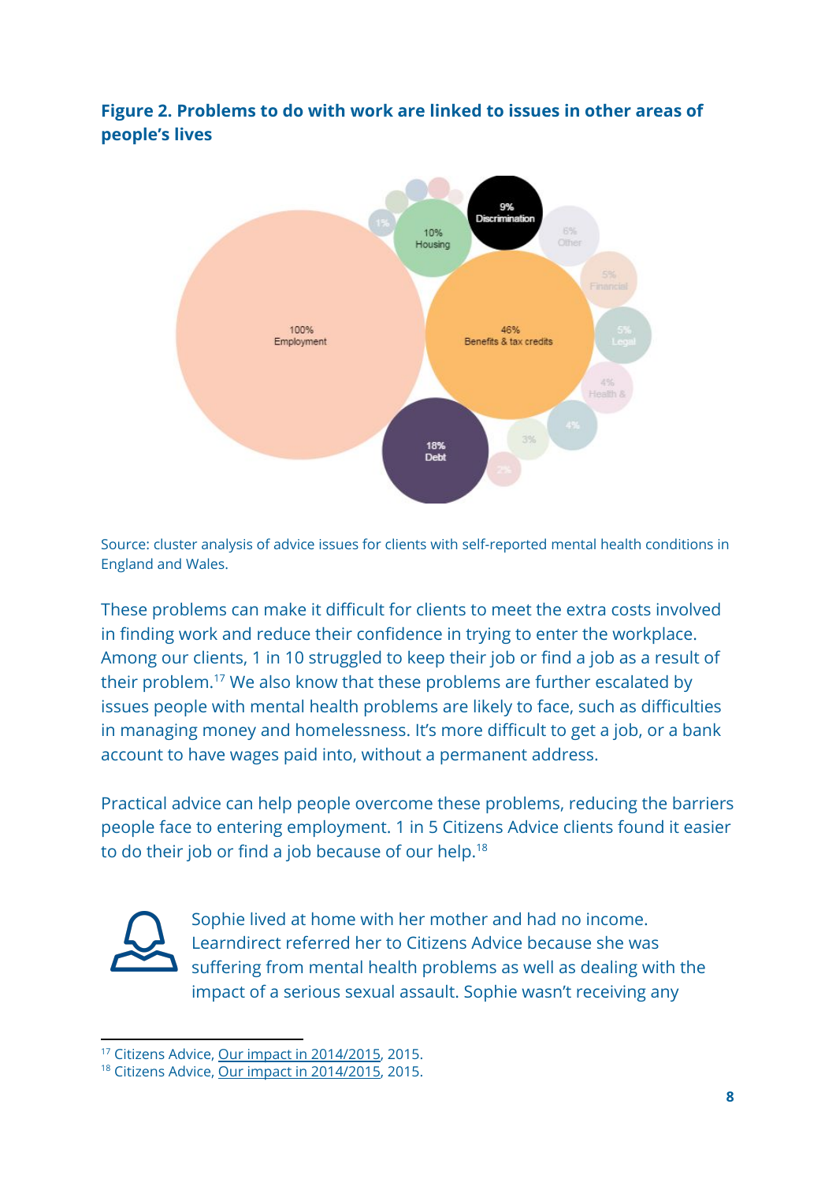**Figure 2. Problems to do with work are linked to issues in other areas of people's lives**

Source: cluster analysis of advice issues for clients with self-reported mental health conditions in England and Wales.

These problems can make it difficult for clients to meet the extra costs involved in finding work and reduce their confidence in trying to enter the workplace. Among our clients, 1 in 10 struggled to keep their job or find a job as a result of their problem.[17] We also know that these problems are further escalated by issues people with mental health problems are likely to face, such as difficulties in managing money and homelessness. It's more difficult to get a job, or a bank account to have wages paid into, without a permanent address.

Practical advice can help people overcome these problems, reducing the barriers people face to entering employment. 1 in 5 Citizens Advice clients found it easier to do their job or find a job because of our help.[18]

Sophie lived at home with her mother and had no income. Learndirect referred her to Citizens Advice because she was suffering from mental health problems as well as dealing with the impact of a serious sexual assault. Sophie wasn't receiving any

---

[17] Citizens Advice, Our impact in 2014/2015, 2015.
[18] Citizens Advice, Our impact in 2014/2015, 2015.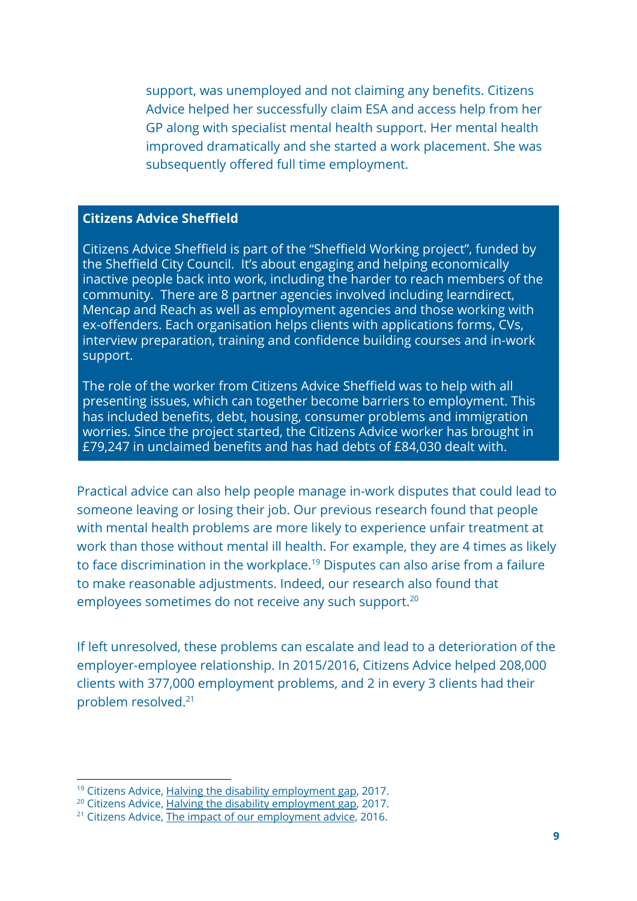support, was unemployed and not claiming any benefits. Citizens Advice helped her successfully claim ESA and access help from her GP along with specialist mental health support. Her mental health improved dramatically and she started a work placement. She was subsequently offered full time employment.

**Citizens Advice Sheffield**

Citizens Advice Sheffield is part of the "Sheffield Working project", funded by the Sheffield City Council. It's about engaging and helping economically inactive people back into work, including the harder to reach members of the community. There are 8 partner agencies involved including learndirect, Mencap and Reach as well as employment agencies and those working with ex-offenders. Each organisation helps clients with applications forms, CVs, interview preparation, training and confidence building courses and in-work support.

The role of the worker from Citizens Advice Sheffield was to help with all presenting issues, which can together become barriers to employment. This has included benefits, debt, housing, consumer problems and immigration worries. Since the project started, the Citizens Advice worker has brought in £79,247 in unclaimed benefits and has had debts of £84,030 dealt with.

Practical advice can also help people manage in-work disputes that could lead to someone leaving or losing their job. Our previous research found that people with mental health problems are more likely to experience unfair treatment at work than those without mental ill health. For example, they are 4 times as likely to face discrimination in the workplace.[19] Disputes can also arise from a failure to make reasonable adjustments. Indeed, our research also found that employees sometimes do not receive any such support.[20]

If left unresolved, these problems can escalate and lead to a deterioration of the employer-employee relationship. In 2015/2016, Citizens Advice helped 208,000 clients with 377,000 employment problems, and 2 in every 3 clients had their problem resolved.[21]

---

[19] Citizens Advice, Halving the disability employment gap, 2017.
[20] Citizens Advice, Halving the disability employment gap, 2017.
[21] Citizens Advice, The impact of our employment advice, 2016.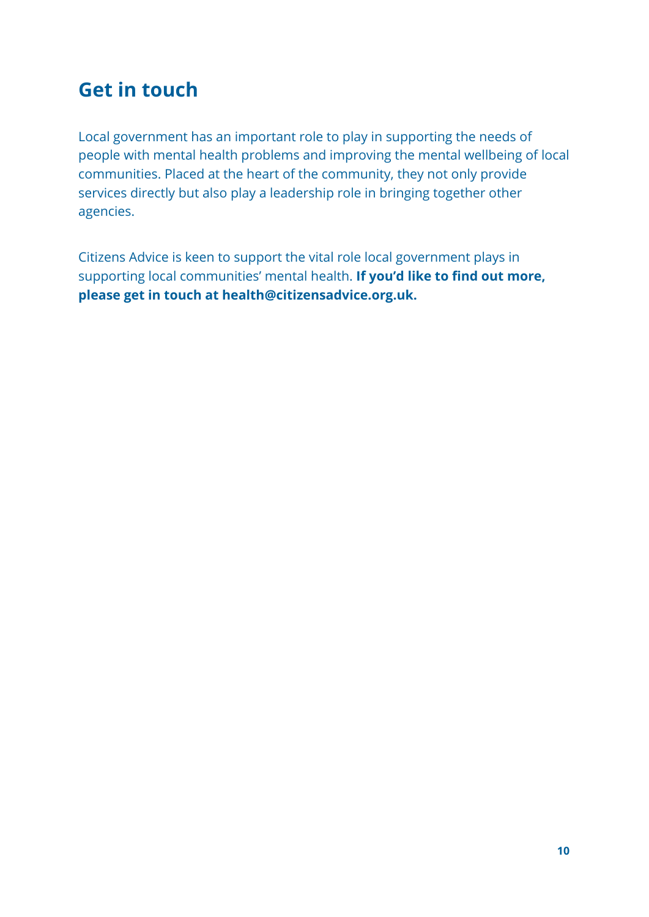## Get in touch

Local government has an important role to play in supporting the needs of people with mental health problems and improving the mental wellbeing of local communities. Placed at the heart of the community, they not only provide services directly but also play a leadership role in bringing together other agencies.

Citizens Advice is keen to support the vital role local government plays in supporting local communities' mental health. **If you'd like to find out more, please get in touch at health@citizensadvice.org.uk.**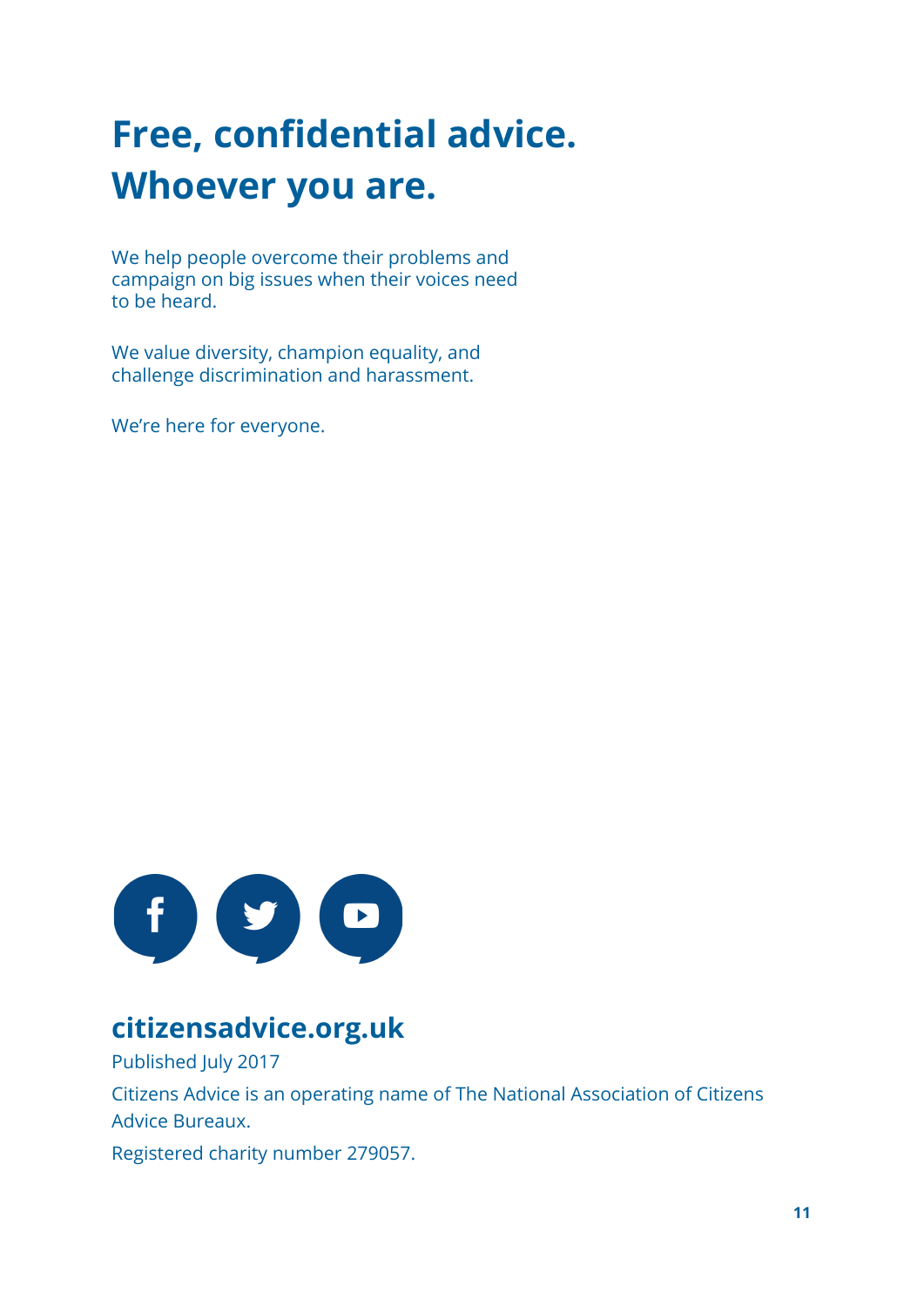# Free, confidential advice. Whoever you are.

We help people overcome their problems and campaign on big issues when their voices need to be heard.

We value diversity, champion equality, and challenge discrimination and harassment.

We're here for everyone.

## citizensadvice.org.uk

Published July 2017

Citizens Advice is an operating name of The National Association of Citizens Advice Bureaux.

Registered charity number 279057.